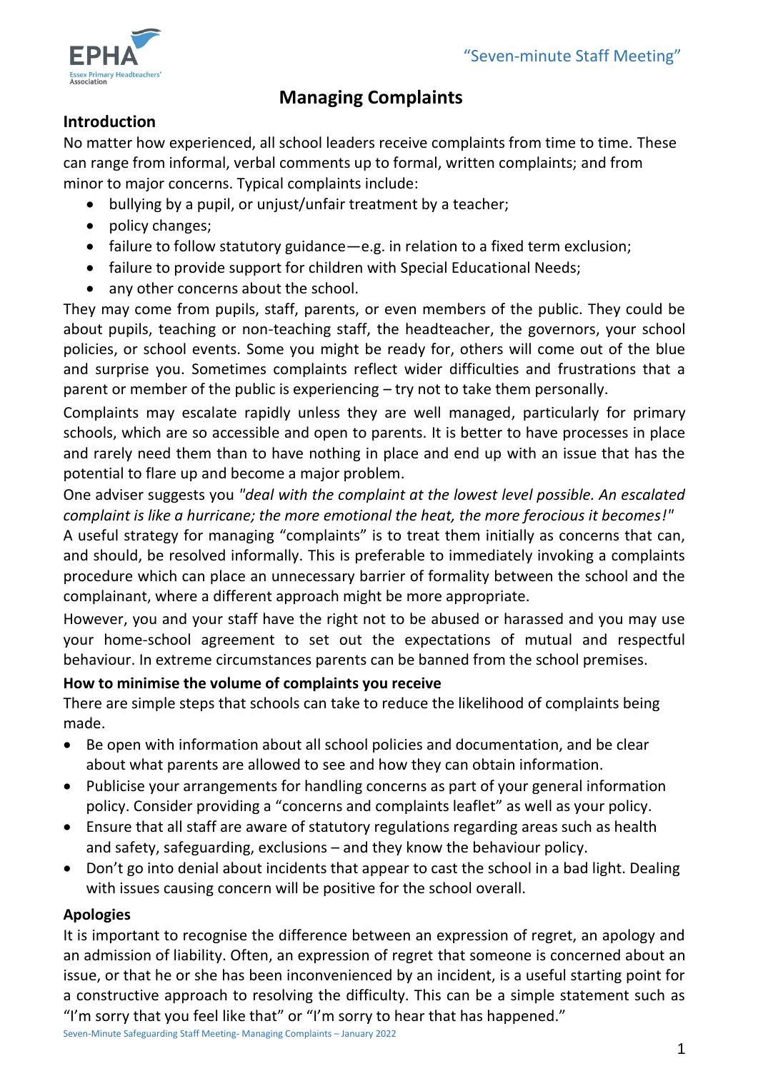# Managing Complaints

## Introduction

No matter how experienced, all school leaders receive complaints from time to time. These can range from informal, verbal comments up to formal, written complaints; and from minor to major concerns. Typical complaints include:

- bullying by a pupil, or unjust/unfair treatment by a teacher;
- policy changes;
- failure to follow statutory guidance—e.g. in relation to a fixed term exclusion;
- failure to provide support for children with Special Educational Needs;
- any other concerns about the school.

They may come from pupils, staff, parents, or even members of the public. They could be about pupils, teaching or non-teaching staff, the headteacher, the governors, your school policies, or school events. Some you might be ready for, others will come out of the blue and surprise you. Sometimes complaints reflect wider difficulties and frustrations that a parent or member of the public is experiencing – try not to take them personally.

Complaints may escalate rapidly unless they are well managed, particularly for primary schools, which are so accessible and open to parents. It is better to have processes in place and rarely need them than to have nothing in place and end up with an issue that has the potential to flare up and become a major problem.

One adviser suggests you *"deal with the complaint at the lowest level possible. An escalated complaint is like a hurricane; the more emotional the heat, the more ferocious it becomes!"*

A useful strategy for managing "complaints" is to treat them initially as concerns that can, and should, be resolved informally. This is preferable to immediately invoking a complaints procedure which can place an unnecessary barrier of formality between the school and the complainant, where a different approach might be more appropriate.

However, you and your staff have the right not to be abused or harassed and you may use your home-school agreement to set out the expectations of mutual and respectful behaviour. In extreme circumstances parents can be banned from the school premises.

## How to minimise the volume of complaints you receive

There are simple steps that schools can take to reduce the likelihood of complaints being made.

- Be open with information about all school policies and documentation, and be clear about what parents are allowed to see and how they can obtain information.
- Publicise your arrangements for handling concerns as part of your general information policy. Consider providing a "concerns and complaints leaflet" as well as your policy.
- Ensure that all staff are aware of statutory regulations regarding areas such as health and safety, safeguarding, exclusions – and they know the behaviour policy.
- Don't go into denial about incidents that appear to cast the school in a bad light. Dealing with issues causing concern will be positive for the school overall.

## Apologies

It is important to recognise the difference between an expression of regret, an apology and an admission of liability. Often, an expression of regret that someone is concerned about an issue, or that he or she has been inconvenienced by an incident, is a useful starting point for a constructive approach to resolving the difficulty. This can be a simple statement such as "I'm sorry that you feel like that" or "I'm sorry to hear that has happened."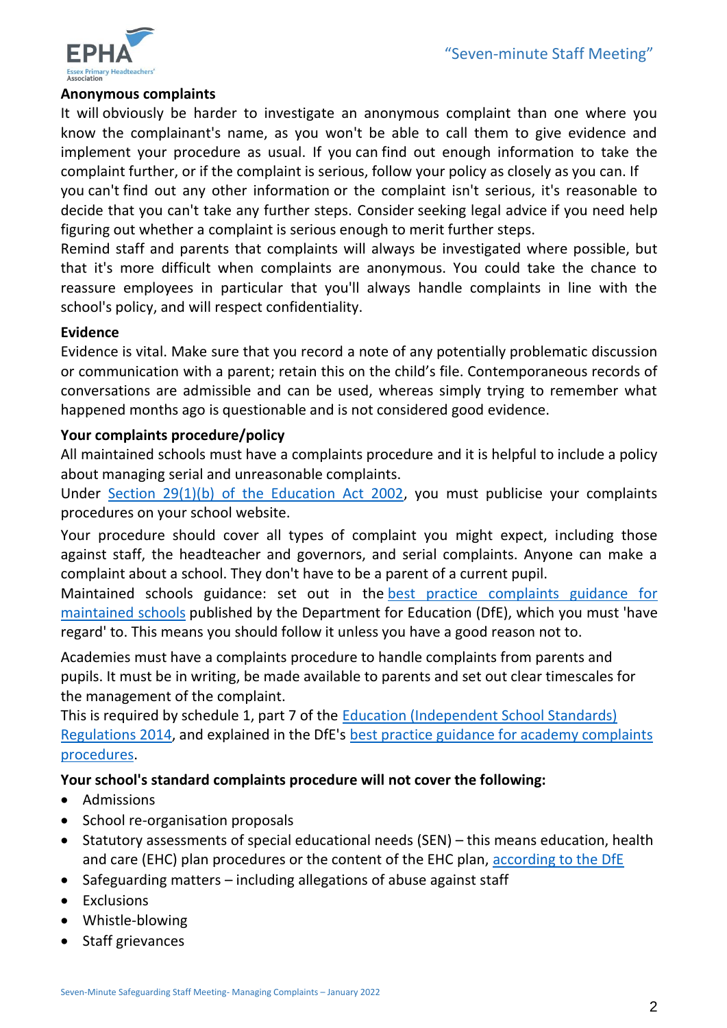**Anonymous complaints**

It will obviously be harder to investigate an anonymous complaint than one where you know the complainant's name, as you won't be able to call them to give evidence and implement your procedure as usual. If you can find out enough information to take the complaint further, or if the complaint is serious, follow your policy as closely as you can. If you can't find out any other information or the complaint isn't serious, it's reasonable to decide that you can't take any further steps. Consider seeking legal advice if you need help figuring out whether a complaint is serious enough to merit further steps.

Remind staff and parents that complaints will always be investigated where possible, but that it's more difficult when complaints are anonymous. You could take the chance to reassure employees in particular that you'll always handle complaints in line with the school's policy, and will respect confidentiality.

**Evidence**

Evidence is vital. Make sure that you record a note of any potentially problematic discussion or communication with a parent; retain this on the child's file. Contemporaneous records of conversations are admissible and can be used, whereas simply trying to remember what happened months ago is questionable and is not considered good evidence.

**Your complaints procedure/policy**

All maintained schools must have a complaints procedure and it is helpful to include a policy about managing serial and unreasonable complaints.

Under Section 29(1)(b) of the Education Act 2002, you must publicise your complaints procedures on your school website.

Your procedure should cover all types of complaint you might expect, including those against staff, the headteacher and governors, and serial complaints. Anyone can make a complaint about a school. They don't have to be a parent of a current pupil.

Maintained schools guidance: set out in the best practice complaints guidance for maintained schools published by the Department for Education (DfE), which you must 'have regard' to. This means you should follow it unless you have a good reason not to.

Academies must have a complaints procedure to handle complaints from parents and pupils. It must be in writing, be made available to parents and set out clear timescales for the management of the complaint.

This is required by schedule 1, part 7 of the Education (Independent School Standards) Regulations 2014, and explained in the DfE's best practice guidance for academy complaints procedures.

**Your school's standard complaints procedure will not cover the following:**

- Admissions
- School re-organisation proposals
- Statutory assessments of special educational needs (SEN) – this means education, health and care (EHC) plan procedures or the content of the EHC plan, according to the DfE
- Safeguarding matters – including allegations of abuse against staff
- Exclusions
- Whistle-blowing
- Staff grievances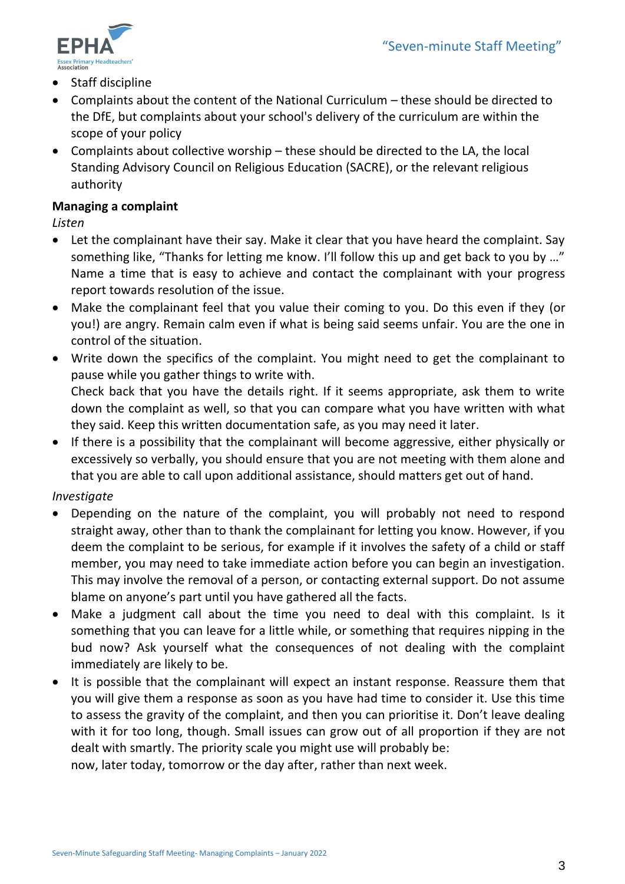- Staff discipline
- Complaints about the content of the National Curriculum – these should be directed to the DfE, but complaints about your school's delivery of the curriculum are within the scope of your policy
- Complaints about collective worship – these should be directed to the LA, the local Standing Advisory Council on Religious Education (SACRE), or the relevant religious authority

**Managing a complaint**

*Listen*

- Let the complainant have their say. Make it clear that you have heard the complaint. Say something like, "Thanks for letting me know. I'll follow this up and get back to you by …" Name a time that is easy to achieve and contact the complainant with your progress report towards resolution of the issue.
- Make the complainant feel that you value their coming to you. Do this even if they (or you!) are angry. Remain calm even if what is being said seems unfair. You are the one in control of the situation.
- Write down the specifics of the complaint. You might need to get the complainant to pause while you gather things to write with.
  Check back that you have the details right. If it seems appropriate, ask them to write down the complaint as well, so that you can compare what you have written with what they said. Keep this written documentation safe, as you may need it later.
- If there is a possibility that the complainant will become aggressive, either physically or excessively so verbally, you should ensure that you are not meeting with them alone and that you are able to call upon additional assistance, should matters get out of hand.

*Investigate*

- Depending on the nature of the complaint, you will probably not need to respond straight away, other than to thank the complainant for letting you know. However, if you deem the complaint to be serious, for example if it involves the safety of a child or staff member, you may need to take immediate action before you can begin an investigation. This may involve the removal of a person, or contacting external support. Do not assume blame on anyone's part until you have gathered all the facts.
- Make a judgment call about the time you need to deal with this complaint. Is it something that you can leave for a little while, or something that requires nipping in the bud now? Ask yourself what the consequences of not dealing with the complaint immediately are likely to be.
- It is possible that the complainant will expect an instant response. Reassure them that you will give them a response as soon as you have had time to consider it. Use this time to assess the gravity of the complaint, and then you can prioritise it. Don't leave dealing with it for too long, though. Small issues can grow out of all proportion if they are not dealt with smartly. The priority scale you might use will probably be:
  now, later today, tomorrow or the day after, rather than next week.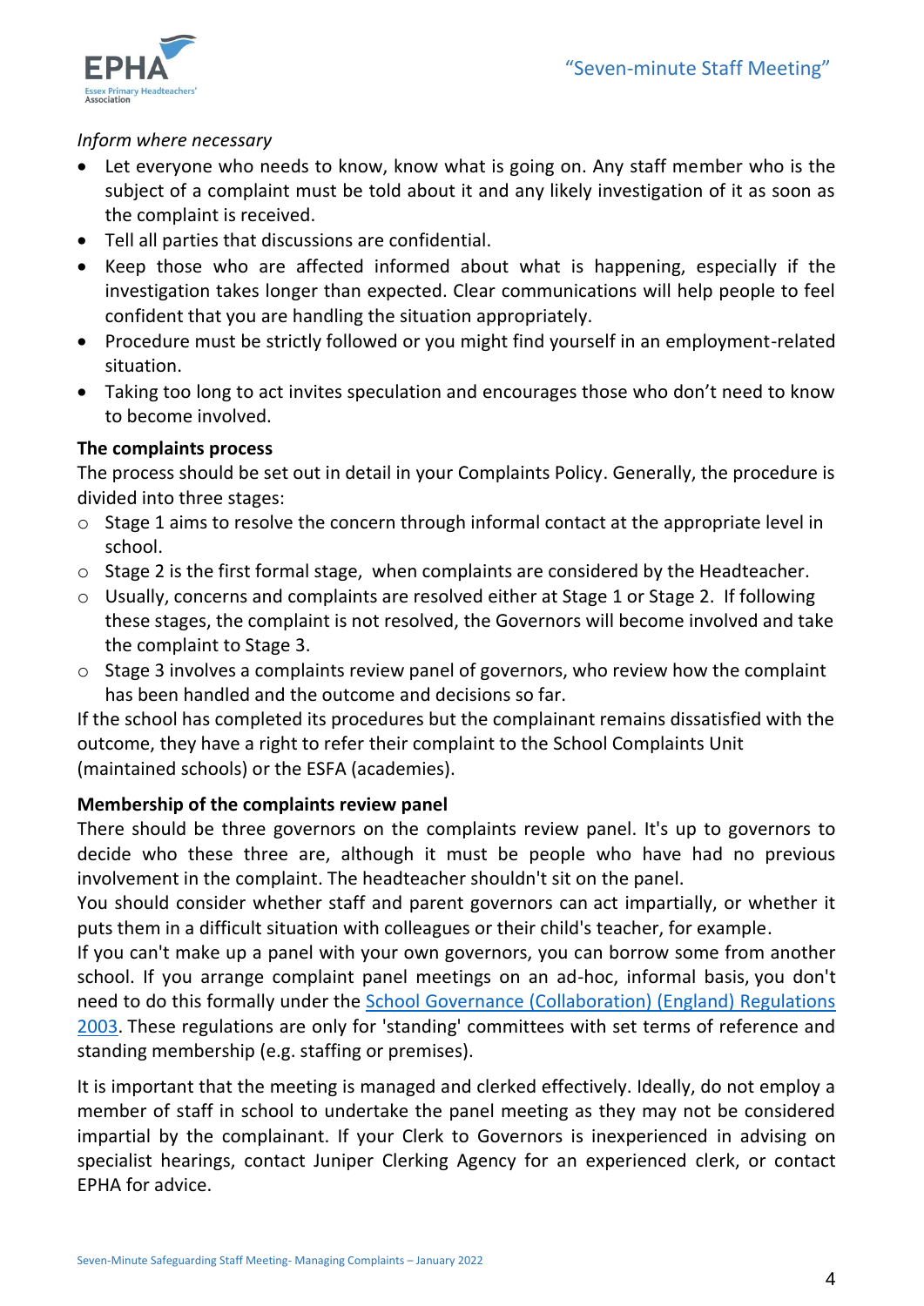*Inform where necessary*

- Let everyone who needs to know, know what is going on. Any staff member who is the subject of a complaint must be told about it and any likely investigation of it as soon as the complaint is received.
- Tell all parties that discussions are confidential.
- Keep those who are affected informed about what is happening, especially if the investigation takes longer than expected. Clear communications will help people to feel confident that you are handling the situation appropriately.
- Procedure must be strictly followed or you might find yourself in an employment-related situation.
- Taking too long to act invites speculation and encourages those who don't need to know to become involved.

**The complaints process**

The process should be set out in detail in your Complaints Policy. Generally, the procedure is divided into three stages:

- Stage 1 aims to resolve the concern through informal contact at the appropriate level in school.
- Stage 2 is the first formal stage, when complaints are considered by the Headteacher.
- Usually, concerns and complaints are resolved either at Stage 1 or Stage 2. If following these stages, the complaint is not resolved, the Governors will become involved and take the complaint to Stage 3.
- Stage 3 involves a complaints review panel of governors, who review how the complaint has been handled and the outcome and decisions so far.

If the school has completed its procedures but the complainant remains dissatisfied with the outcome, they have a right to refer their complaint to the School Complaints Unit (maintained schools) or the ESFA (academies).

**Membership of the complaints review panel**

There should be three governors on the complaints review panel. It's up to governors to decide who these three are, although it must be people who have had no previous involvement in the complaint. The headteacher shouldn't sit on the panel.

You should consider whether staff and parent governors can act impartially, or whether it puts them in a difficult situation with colleagues or their child's teacher, for example.

If you can't make up a panel with your own governors, you can borrow some from another school. If you arrange complaint panel meetings on an ad-hoc, informal basis, you don't need to do this formally under the School Governance (Collaboration) (England) Regulations 2003. These regulations are only for 'standing' committees with set terms of reference and standing membership (e.g. staffing or premises).

It is important that the meeting is managed and clerked effectively. Ideally, do not employ a member of staff in school to undertake the panel meeting as they may not be considered impartial by the complainant. If your Clerk to Governors is inexperienced in advising on specialist hearings, contact Juniper Clerking Agency for an experienced clerk, or contact EPHA for advice.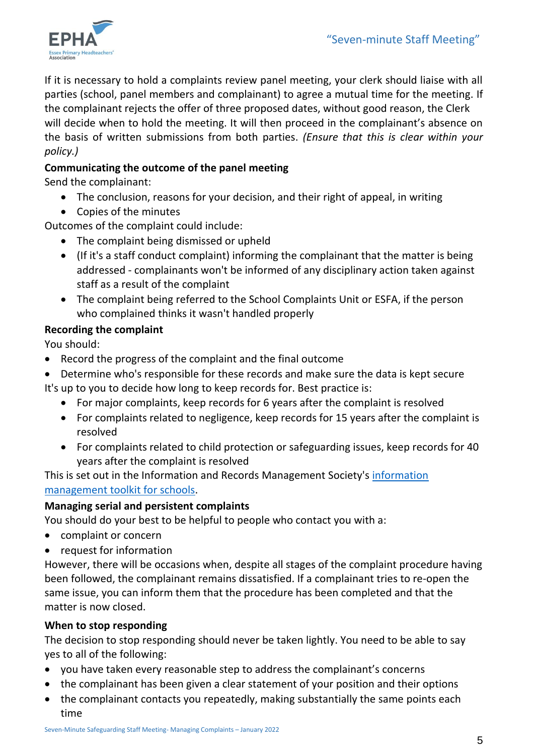If it is necessary to hold a complaints review panel meeting, your clerk should liaise with all parties (school, panel members and complainant) to agree a mutual time for the meeting. If the complainant rejects the offer of three proposed dates, without good reason, the Clerk will decide when to hold the meeting. It will then proceed in the complainant's absence on the basis of written submissions from both parties. *(Ensure that this is clear within your policy.)*

**Communicating the outcome of the panel meeting**

Send the complainant:

- The conclusion, reasons for your decision, and their right of appeal, in writing
- Copies of the minutes

Outcomes of the complaint could include:

- The complaint being dismissed or upheld
- (If it's a staff conduct complaint) informing the complainant that the matter is being addressed - complainants won't be informed of any disciplinary action taken against staff as a result of the complaint
- The complaint being referred to the School Complaints Unit or ESFA, if the person who complained thinks it wasn't handled properly

**Recording the complaint**

You should:

- Record the progress of the complaint and the final outcome
- Determine who's responsible for these records and make sure the data is kept secure

It's up to you to decide how long to keep records for. Best practice is:

- For major complaints, keep records for 6 years after the complaint is resolved
- For complaints related to negligence, keep records for 15 years after the complaint is resolved
- For complaints related to child protection or safeguarding issues, keep records for 40 years after the complaint is resolved

This is set out in the Information and Records Management Society's information management toolkit for schools.

**Managing serial and persistent complaints**

You should do your best to be helpful to people who contact you with a:

- complaint or concern
- request for information

However, there will be occasions when, despite all stages of the complaint procedure having been followed, the complainant remains dissatisfied. If a complainant tries to re-open the same issue, you can inform them that the procedure has been completed and that the matter is now closed.

**When to stop responding**

The decision to stop responding should never be taken lightly. You need to be able to say yes to all of the following:

- you have taken every reasonable step to address the complainant's concerns
- the complainant has been given a clear statement of your position and their options
- the complainant contacts you repeatedly, making substantially the same points each time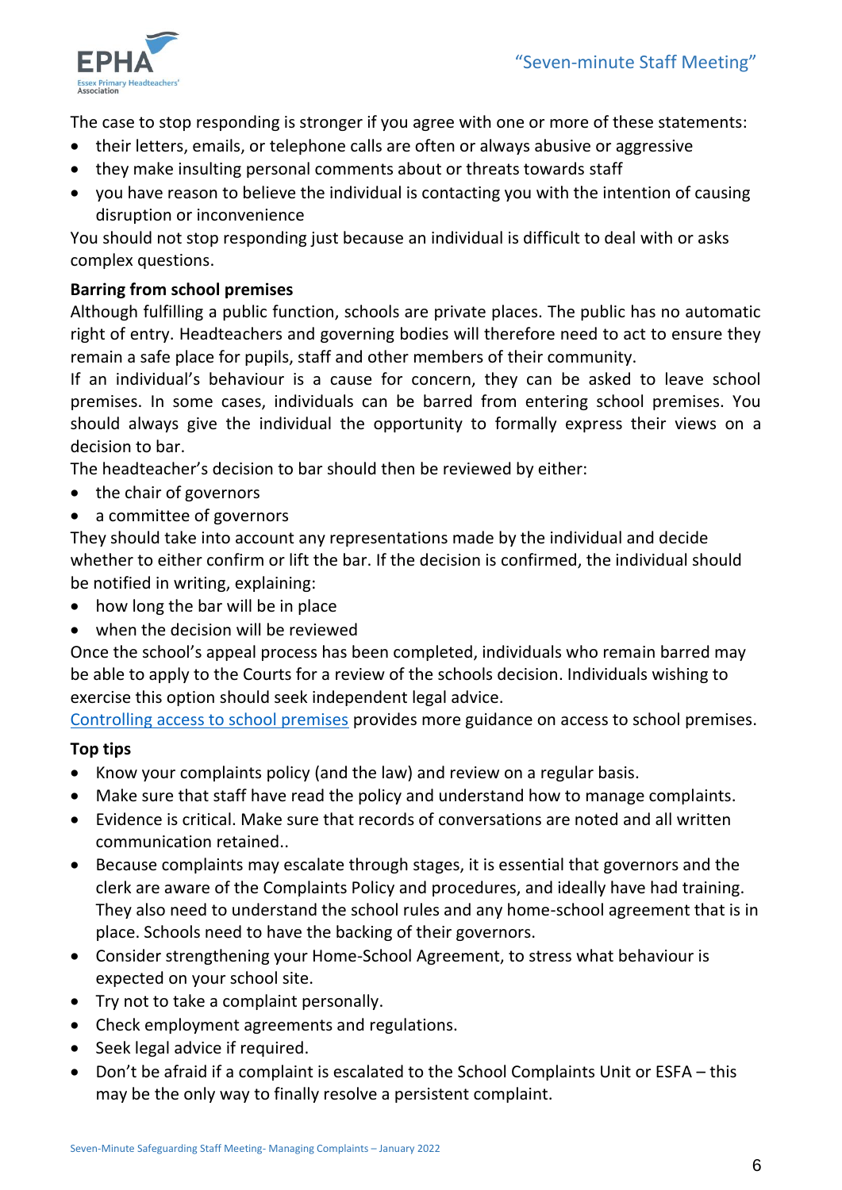The case to stop responding is stronger if you agree with one or more of these statements:

- their letters, emails, or telephone calls are often or always abusive or aggressive
- they make insulting personal comments about or threats towards staff
- you have reason to believe the individual is contacting you with the intention of causing disruption or inconvenience

You should not stop responding just because an individual is difficult to deal with or asks complex questions.

**Barring from school premises**

Although fulfilling a public function, schools are private places. The public has no automatic right of entry. Headteachers and governing bodies will therefore need to act to ensure they remain a safe place for pupils, staff and other members of their community.

If an individual's behaviour is a cause for concern, they can be asked to leave school premises. In some cases, individuals can be barred from entering school premises. You should always give the individual the opportunity to formally express their views on a decision to bar.

The headteacher's decision to bar should then be reviewed by either:

- the chair of governors
- a committee of governors

They should take into account any representations made by the individual and decide whether to either confirm or lift the bar. If the decision is confirmed, the individual should be notified in writing, explaining:

- how long the bar will be in place
- when the decision will be reviewed

Once the school's appeal process has been completed, individuals who remain barred may be able to apply to the Courts for a review of the schools decision. Individuals wishing to exercise this option should seek independent legal advice.

Controlling access to school premises provides more guidance on access to school premises.

**Top tips**

- Know your complaints policy (and the law) and review on a regular basis.
- Make sure that staff have read the policy and understand how to manage complaints.
- Evidence is critical. Make sure that records of conversations are noted and all written communication retained..
- Because complaints may escalate through stages, it is essential that governors and the clerk are aware of the Complaints Policy and procedures, and ideally have had training. They also need to understand the school rules and any home-school agreement that is in place. Schools need to have the backing of their governors.
- Consider strengthening your Home-School Agreement, to stress what behaviour is expected on your school site.
- Try not to take a complaint personally.
- Check employment agreements and regulations.
- Seek legal advice if required.
- Don't be afraid if a complaint is escalated to the School Complaints Unit or ESFA – this may be the only way to finally resolve a persistent complaint.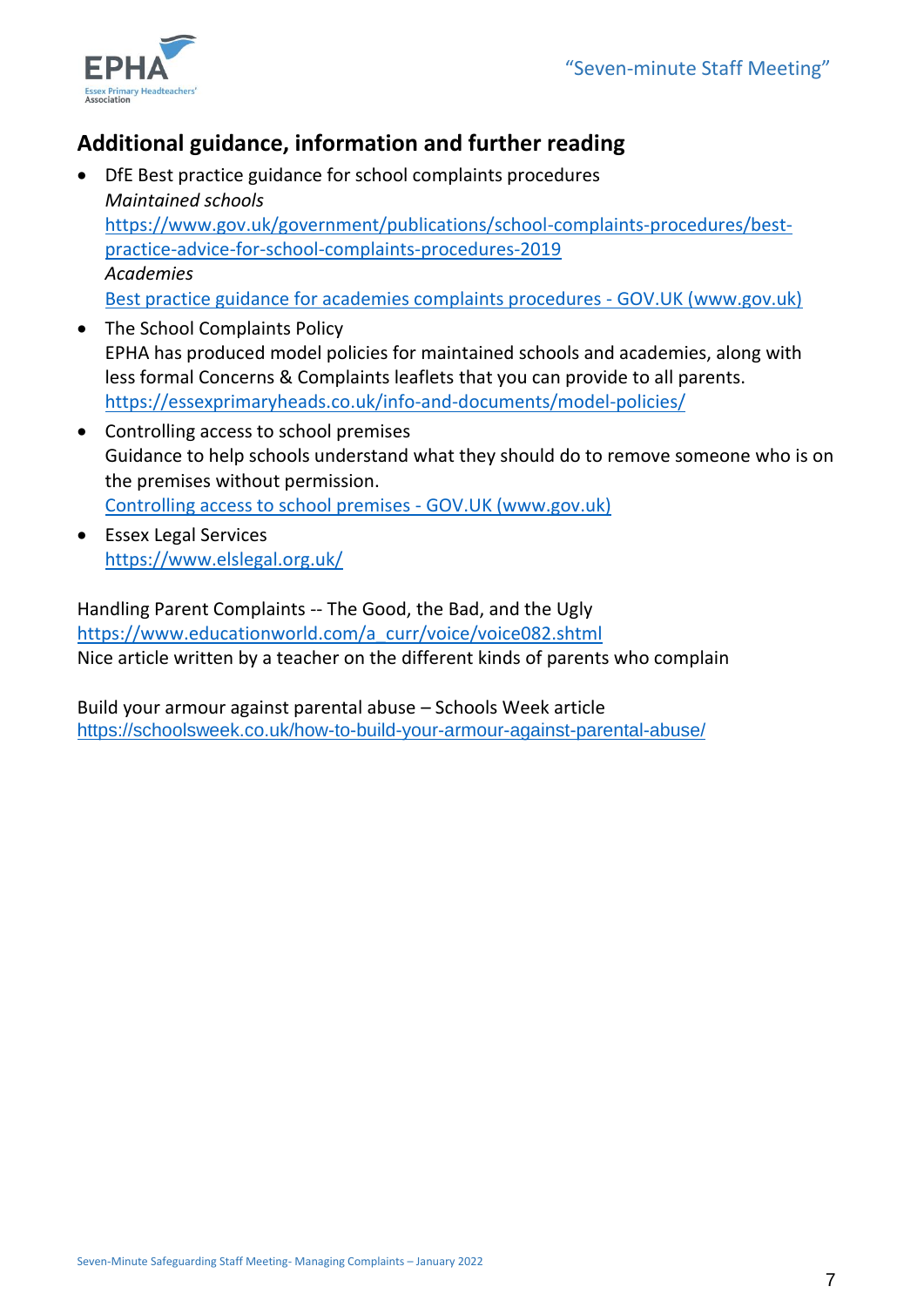## Additional guidance, information and further reading

- DfE Best practice guidance for school complaints procedures
  *Maintained schools*
  https://www.gov.uk/government/publications/school-complaints-procedures/best-practice-advice-for-school-complaints-procedures-2019
  *Academies*
  Best practice guidance for academies complaints procedures - GOV.UK (www.gov.uk)
- The School Complaints Policy
  EPHA has produced model policies for maintained schools and academies, along with less formal Concerns & Complaints leaflets that you can provide to all parents.
  https://essexprimaryheads.co.uk/info-and-documents/model-policies/
- Controlling access to school premises
  Guidance to help schools understand what they should do to remove someone who is on the premises without permission.
  Controlling access to school premises - GOV.UK (www.gov.uk)
- Essex Legal Services
  https://www.elslegal.org.uk/

Handling Parent Complaints -- The Good, the Bad, and the Ugly
https://www.educationworld.com/a_curr/voice/voice082.shtml
Nice article written by a teacher on the different kinds of parents who complain

Build your armour against parental abuse – Schools Week article
https://schoolsweek.co.uk/how-to-build-your-armour-against-parental-abuse/